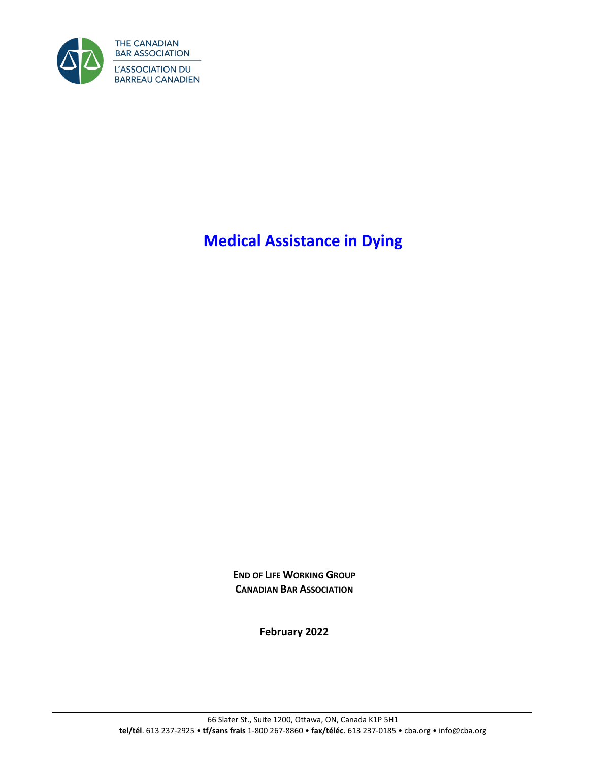THE CANADIAN BAR ASSOCIATION

L'ASSOCIATION DU BARREAU CANADIEN

# Medical Assistance in Dying

**END OF LIFE WORKING GROUP**
**CANADIAN BAR ASSOCIATION**

**February 2022**

66 Slater St., Suite 1200, Ottawa, ON, Canada K1P 5H1
**tel/tél**. 613 237-2925 • **tf/sans frais** 1-800 267-8860 • **fax/téléc**. 613 237-0185 • cba.org • info@cba.org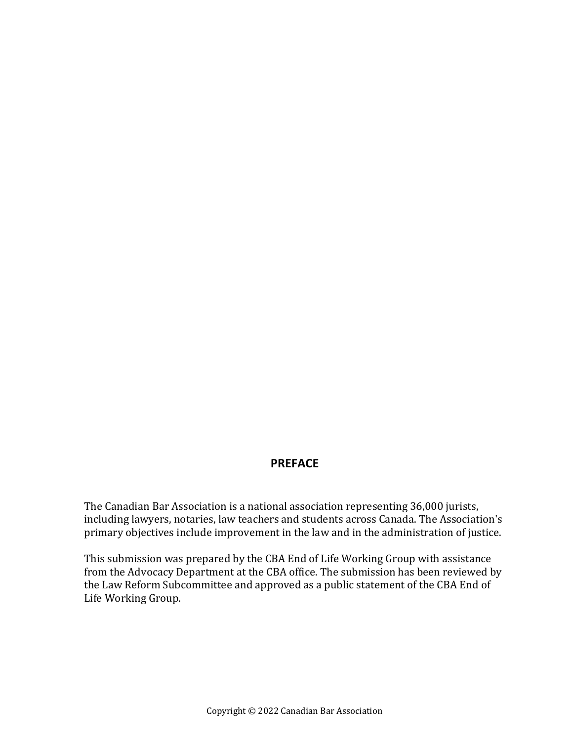## PREFACE

The Canadian Bar Association is a national association representing 36,000 jurists, including lawyers, notaries, law teachers and students across Canada. The Association's primary objectives include improvement in the law and in the administration of justice.

This submission was prepared by the CBA End of Life Working Group with assistance from the Advocacy Department at the CBA office. The submission has been reviewed by the Law Reform Subcommittee and approved as a public statement of the CBA End of Life Working Group.

Copyright © 2022 Canadian Bar Association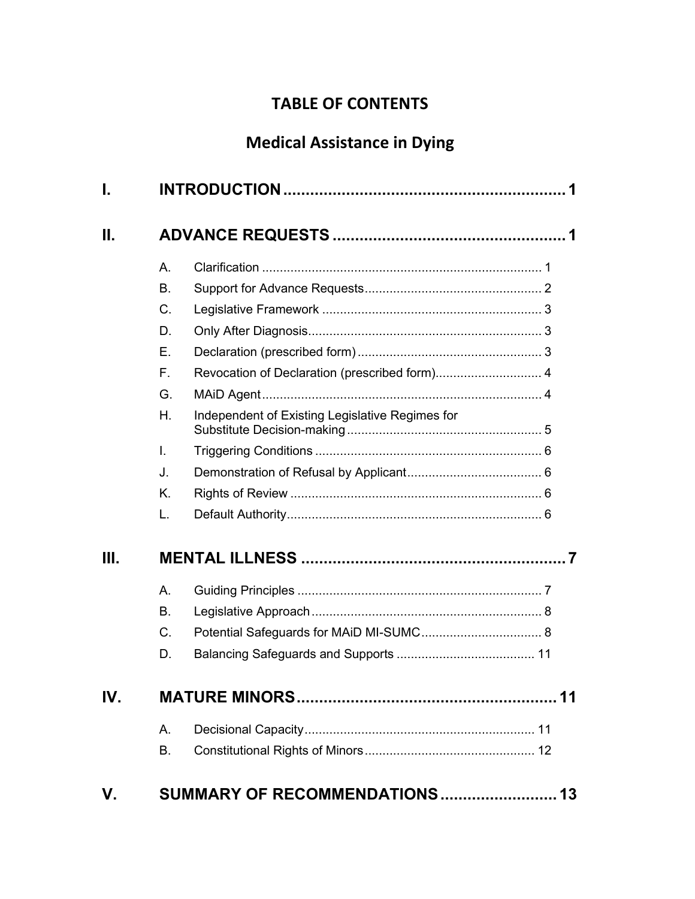# TABLE OF CONTENTS

## Medical Assistance in Dying

**I. INTRODUCTION** .......... 1

**II. ADVANCE REQUESTS** .......... 1

- A. Clarification .......... 1
- B. Support for Advance Requests .......... 2
- C. Legislative Framework .......... 3
- D. Only After Diagnosis .......... 3
- E. Declaration (prescribed form) .......... 3
- F. Revocation of Declaration (prescribed form) .......... 4
- G. MAiD Agent .......... 4
- H. Independent of Existing Legislative Regimes for Substitute Decision-making .......... 5
- I. Triggering Conditions .......... 6
- J. Demonstration of Refusal by Applicant .......... 6
- K. Rights of Review .......... 6
- L. Default Authority .......... 6

**III. MENTAL ILLNESS** .......... 7

- A. Guiding Principles .......... 7
- B. Legislative Approach .......... 8
- C. Potential Safeguards for MAiD MI-SUMC .......... 8
- D. Balancing Safeguards and Supports .......... 11

**IV. MATURE MINORS** .......... 11

- A. Decisional Capacity .......... 11
- B. Constitutional Rights of Minors .......... 12

**V. SUMMARY OF RECOMMENDATIONS** .......... 13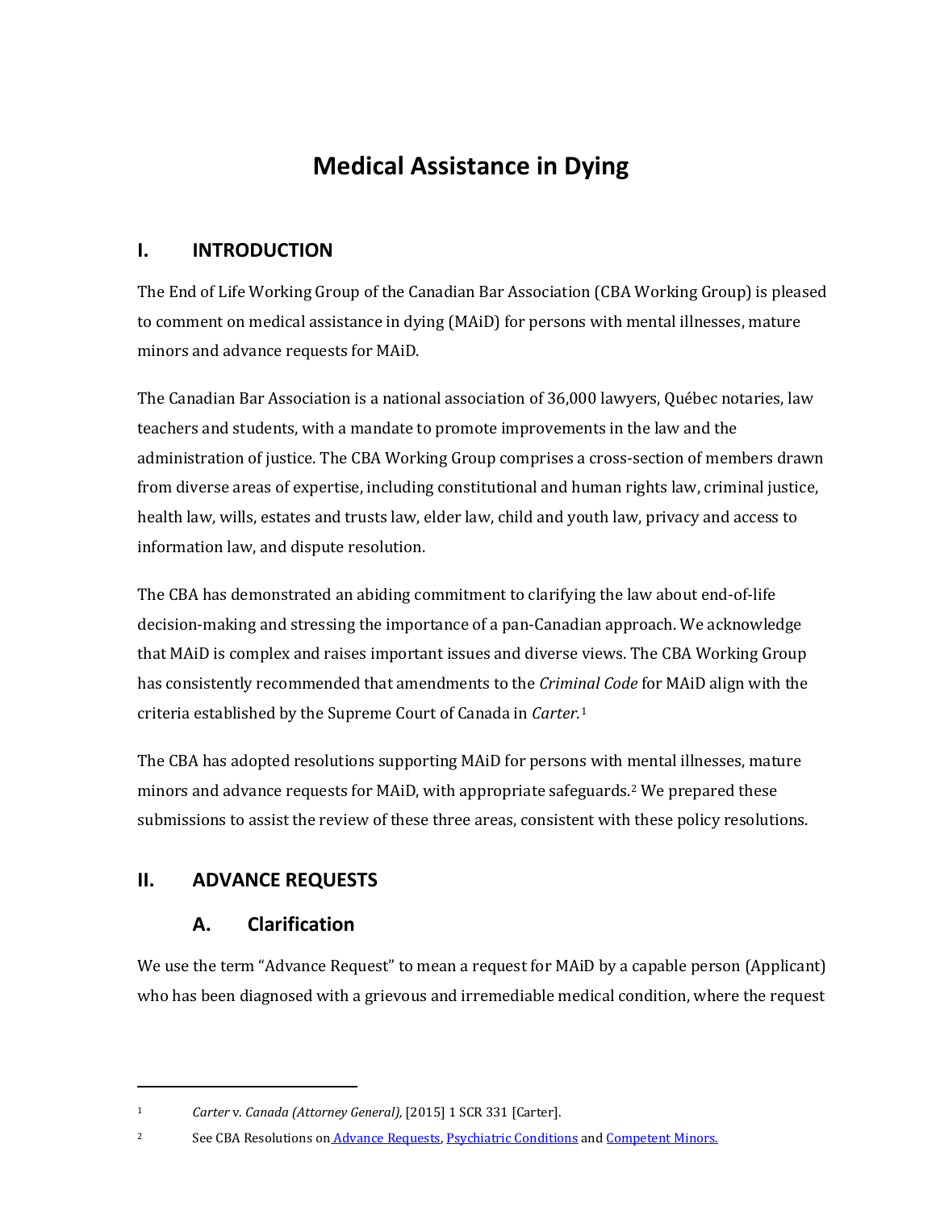# Medical Assistance in Dying

## I. INTRODUCTION

The End of Life Working Group of the Canadian Bar Association (CBA Working Group) is pleased to comment on medical assistance in dying (MAiD) for persons with mental illnesses, mature minors and advance requests for MAiD.

The Canadian Bar Association is a national association of 36,000 lawyers, Québec notaries, law teachers and students, with a mandate to promote improvements in the law and the administration of justice. The CBA Working Group comprises a cross-section of members drawn from diverse areas of expertise, including constitutional and human rights law, criminal justice, health law, wills, estates and trusts law, elder law, child and youth law, privacy and access to information law, and dispute resolution.

The CBA has demonstrated an abiding commitment to clarifying the law about end-of-life decision-making and stressing the importance of a pan-Canadian approach. We acknowledge that MAiD is complex and raises important issues and diverse views. The CBA Working Group has consistently recommended that amendments to the *Criminal Code* for MAiD align with the criteria established by the Supreme Court of Canada in *Carter*.[1]

The CBA has adopted resolutions supporting MAiD for persons with mental illnesses, mature minors and advance requests for MAiD, with appropriate safeguards.[2] We prepared these submissions to assist the review of these three areas, consistent with these policy resolutions.

## II. ADVANCE REQUESTS

### A. Clarification

We use the term "Advance Request" to mean a request for MAiD by a capable person (Applicant) who has been diagnosed with a grievous and irremediable medical condition, where the request

---

[1] *Carter* v. *Canada (Attorney General),* [2015] 1 SCR 331 [Carter].

[2] See CBA Resolutions on Advance Requests, Psychiatric Conditions and Competent Minors.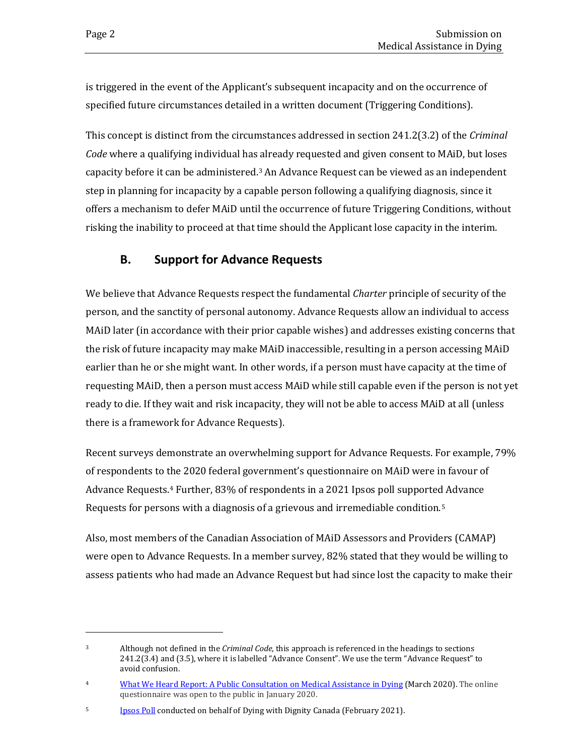is triggered in the event of the Applicant's subsequent incapacity and on the occurrence of specified future circumstances detailed in a written document (Triggering Conditions).

This concept is distinct from the circumstances addressed in section 241.2(3.2) of the *Criminal Code* where a qualifying individual has already requested and given consent to MAiD, but loses capacity before it can be administered.[3] An Advance Request can be viewed as an independent step in planning for incapacity by a capable person following a qualifying diagnosis, since it offers a mechanism to defer MAiD until the occurrence of future Triggering Conditions, without risking the inability to proceed at that time should the Applicant lose capacity in the interim.

## B. Support for Advance Requests

We believe that Advance Requests respect the fundamental *Charter* principle of security of the person, and the sanctity of personal autonomy. Advance Requests allow an individual to access MAiD later (in accordance with their prior capable wishes) and addresses existing concerns that the risk of future incapacity may make MAiD inaccessible, resulting in a person accessing MAiD earlier than he or she might want. In other words, if a person must have capacity at the time of requesting MAiD, then a person must access MAiD while still capable even if the person is not yet ready to die. If they wait and risk incapacity, they will not be able to access MAiD at all (unless there is a framework for Advance Requests).

Recent surveys demonstrate an overwhelming support for Advance Requests. For example, 79% of respondents to the 2020 federal government's questionnaire on MAiD were in favour of Advance Requests.[4] Further, 83% of respondents in a 2021 Ipsos poll supported Advance Requests for persons with a diagnosis of a grievous and irremediable condition.[5]

Also, most members of the Canadian Association of MAiD Assessors and Providers (CAMAP) were open to Advance Requests. In a member survey, 82% stated that they would be willing to assess patients who had made an Advance Request but had since lost the capacity to make their

---

[3] Although not defined in the *Criminal Code*, this approach is referenced in the headings to sections 241.2(3.4) and (3.5), where it is labelled "Advance Consent". We use the term "Advance Request" to avoid confusion.

[4] What We Heard Report: A Public Consultation on Medical Assistance in Dying (March 2020). The online questionnaire was open to the public in January 2020.

[5] Ipsos Poll conducted on behalf of Dying with Dignity Canada (February 2021).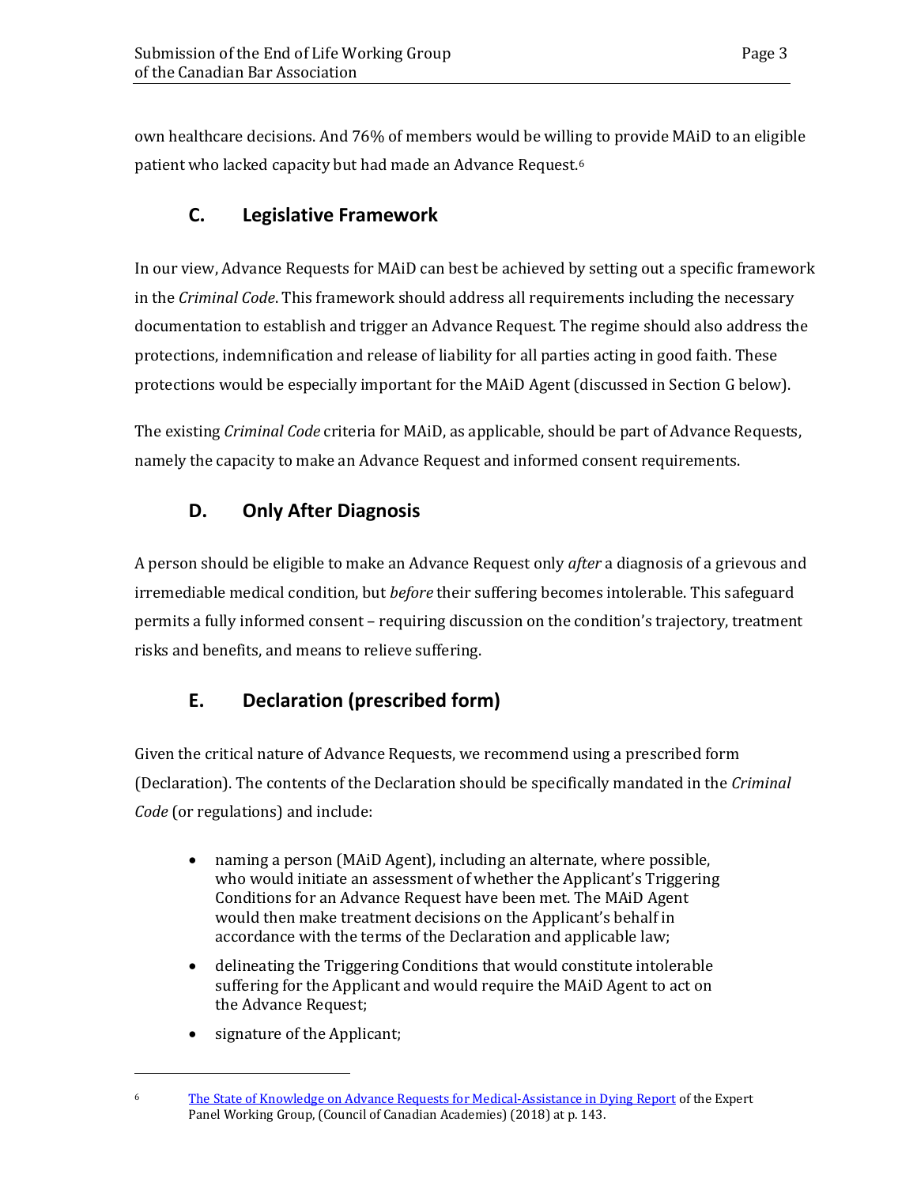own healthcare decisions. And 76% of members would be willing to provide MAiD to an eligible patient who lacked capacity but had made an Advance Request.[6]

## C. Legislative Framework

In our view, Advance Requests for MAiD can best be achieved by setting out a specific framework in the *Criminal Code*. This framework should address all requirements including the necessary documentation to establish and trigger an Advance Request. The regime should also address the protections, indemnification and release of liability for all parties acting in good faith. These protections would be especially important for the MAiD Agent (discussed in Section G below).

The existing *Criminal Code* criteria for MAiD, as applicable, should be part of Advance Requests, namely the capacity to make an Advance Request and informed consent requirements.

## D. Only After Diagnosis

A person should be eligible to make an Advance Request only *after* a diagnosis of a grievous and irremediable medical condition, but *before* their suffering becomes intolerable. This safeguard permits a fully informed consent – requiring discussion on the condition's trajectory, treatment risks and benefits, and means to relieve suffering.

## E. Declaration (prescribed form)

Given the critical nature of Advance Requests, we recommend using a prescribed form (Declaration). The contents of the Declaration should be specifically mandated in the *Criminal Code* (or regulations) and include:

- naming a person (MAiD Agent), including an alternate, where possible, who would initiate an assessment of whether the Applicant's Triggering Conditions for an Advance Request have been met. The MAiD Agent would then make treatment decisions on the Applicant's behalf in accordance with the terms of the Declaration and applicable law;
- delineating the Triggering Conditions that would constitute intolerable suffering for the Applicant and would require the MAiD Agent to act on the Advance Request;
- signature of the Applicant;

[6] The State of Knowledge on Advance Requests for Medical-Assistance in Dying Report of the Expert Panel Working Group, (Council of Canadian Academies) (2018) at p. 143.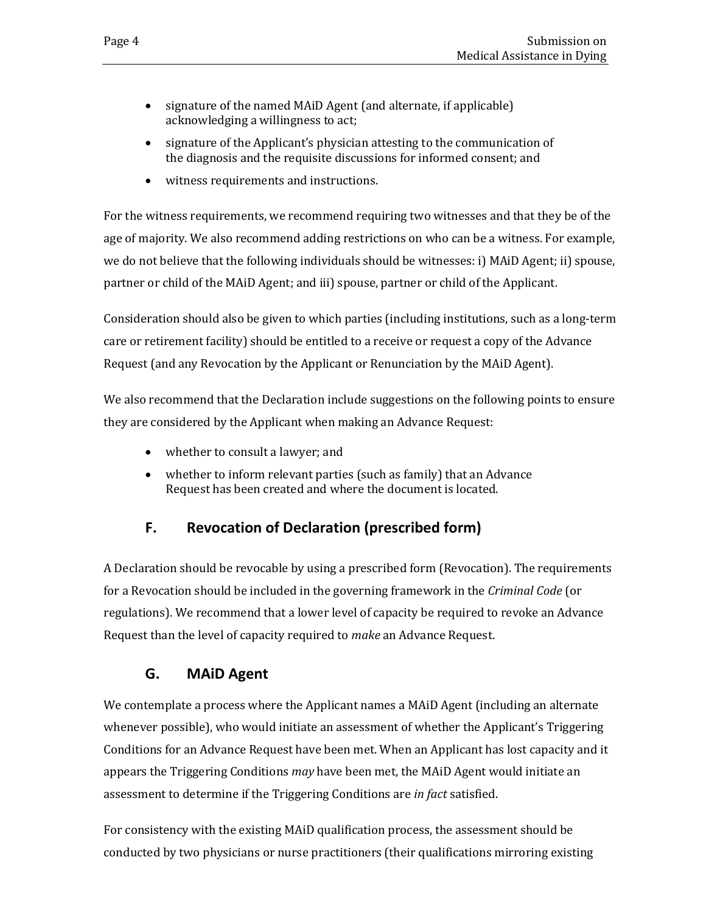- signature of the named MAiD Agent (and alternate, if applicable) acknowledging a willingness to act;
- signature of the Applicant's physician attesting to the communication of the diagnosis and the requisite discussions for informed consent; and
- witness requirements and instructions.

For the witness requirements, we recommend requiring two witnesses and that they be of the age of majority. We also recommend adding restrictions on who can be a witness. For example, we do not believe that the following individuals should be witnesses: i) MAiD Agent; ii) spouse, partner or child of the MAiD Agent; and iii) spouse, partner or child of the Applicant.

Consideration should also be given to which parties (including institutions, such as a long-term care or retirement facility) should be entitled to a receive or request a copy of the Advance Request (and any Revocation by the Applicant or Renunciation by the MAiD Agent).

We also recommend that the Declaration include suggestions on the following points to ensure they are considered by the Applicant when making an Advance Request:

- whether to consult a lawyer; and
- whether to inform relevant parties (such as family) that an Advance Request has been created and where the document is located.

## F. Revocation of Declaration (prescribed form)

A Declaration should be revocable by using a prescribed form (Revocation). The requirements for a Revocation should be included in the governing framework in the *Criminal Code* (or regulations). We recommend that a lower level of capacity be required to revoke an Advance Request than the level of capacity required to *make* an Advance Request.

## G. MAiD Agent

We contemplate a process where the Applicant names a MAiD Agent (including an alternate whenever possible), who would initiate an assessment of whether the Applicant's Triggering Conditions for an Advance Request have been met. When an Applicant has lost capacity and it appears the Triggering Conditions *may* have been met, the MAiD Agent would initiate an assessment to determine if the Triggering Conditions are *in fact* satisfied.

For consistency with the existing MAiD qualification process, the assessment should be conducted by two physicians or nurse practitioners (their qualifications mirroring existing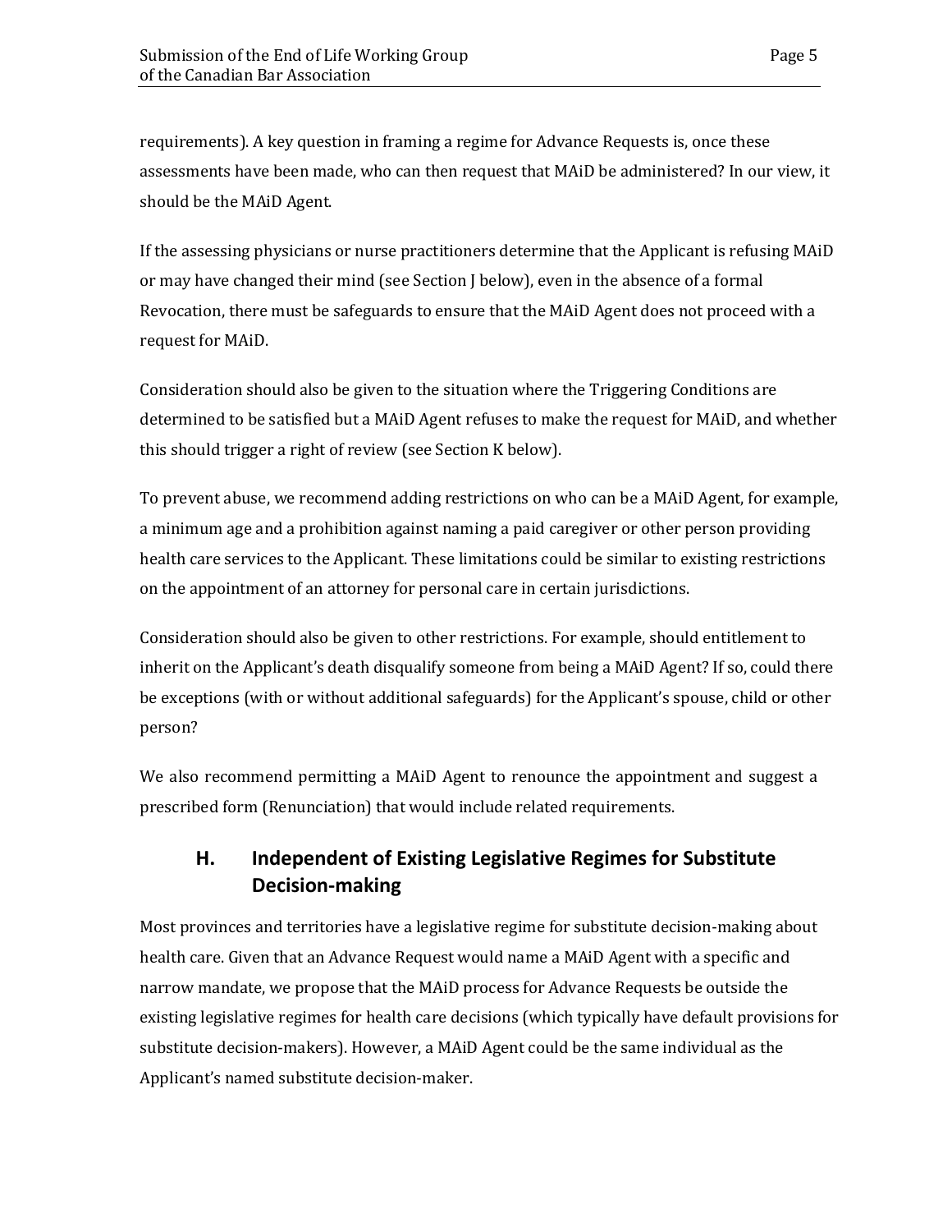requirements). A key question in framing a regime for Advance Requests is, once these assessments have been made, who can then request that MAiD be administered? In our view, it should be the MAiD Agent.

If the assessing physicians or nurse practitioners determine that the Applicant is refusing MAiD or may have changed their mind (see Section J below), even in the absence of a formal Revocation, there must be safeguards to ensure that the MAiD Agent does not proceed with a request for MAiD.

Consideration should also be given to the situation where the Triggering Conditions are determined to be satisfied but a MAiD Agent refuses to make the request for MAiD, and whether this should trigger a right of review (see Section K below).

To prevent abuse, we recommend adding restrictions on who can be a MAiD Agent, for example, a minimum age and a prohibition against naming a paid caregiver or other person providing health care services to the Applicant. These limitations could be similar to existing restrictions on the appointment of an attorney for personal care in certain jurisdictions.

Consideration should also be given to other restrictions. For example, should entitlement to inherit on the Applicant's death disqualify someone from being a MAiD Agent? If so, could there be exceptions (with or without additional safeguards) for the Applicant's spouse, child or other person?

We also recommend permitting a MAiD Agent to renounce the appointment and suggest a prescribed form (Renunciation) that would include related requirements.

## H. Independent of Existing Legislative Regimes for Substitute Decision-making

Most provinces and territories have a legislative regime for substitute decision-making about health care. Given that an Advance Request would name a MAiD Agent with a specific and narrow mandate, we propose that the MAiD process for Advance Requests be outside the existing legislative regimes for health care decisions (which typically have default provisions for substitute decision-makers). However, a MAiD Agent could be the same individual as the Applicant's named substitute decision-maker.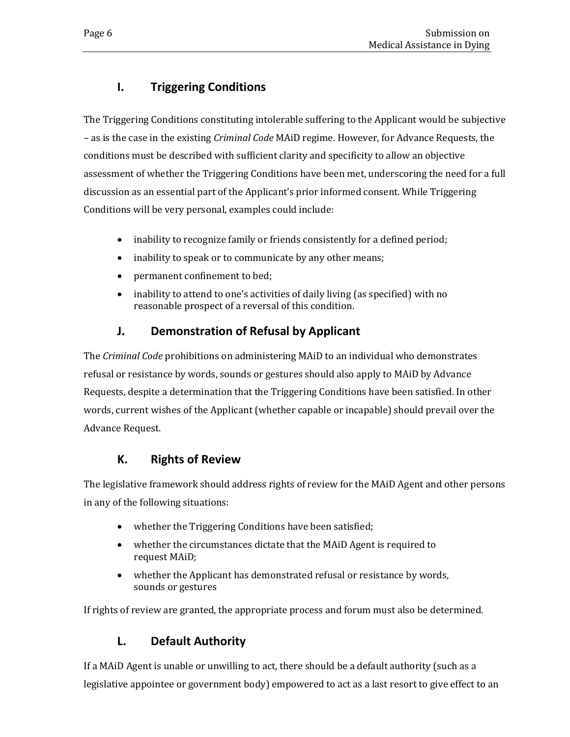## I. Triggering Conditions

The Triggering Conditions constituting intolerable suffering to the Applicant would be subjective – as is the case in the existing *Criminal Code* MAiD regime. However, for Advance Requests, the conditions must be described with sufficient clarity and specificity to allow an objective assessment of whether the Triggering Conditions have been met, underscoring the need for a full discussion as an essential part of the Applicant's prior informed consent. While Triggering Conditions will be very personal, examples could include:

- inability to recognize family or friends consistently for a defined period;
- inability to speak or to communicate by any other means;
- permanent confinement to bed;
- inability to attend to one's activities of daily living (as specified) with no reasonable prospect of a reversal of this condition.

## J. Demonstration of Refusal by Applicant

The *Criminal Code* prohibitions on administering MAiD to an individual who demonstrates refusal or resistance by words, sounds or gestures should also apply to MAiD by Advance Requests, despite a determination that the Triggering Conditions have been satisfied. In other words, current wishes of the Applicant (whether capable or incapable) should prevail over the Advance Request.

## K. Rights of Review

The legislative framework should address rights of review for the MAiD Agent and other persons in any of the following situations:

- whether the Triggering Conditions have been satisfied;
- whether the circumstances dictate that the MAiD Agent is required to request MAiD;
- whether the Applicant has demonstrated refusal or resistance by words, sounds or gestures

If rights of review are granted, the appropriate process and forum must also be determined.

## L. Default Authority

If a MAiD Agent is unable or unwilling to act, there should be a default authority (such as a legislative appointee or government body) empowered to act as a last resort to give effect to an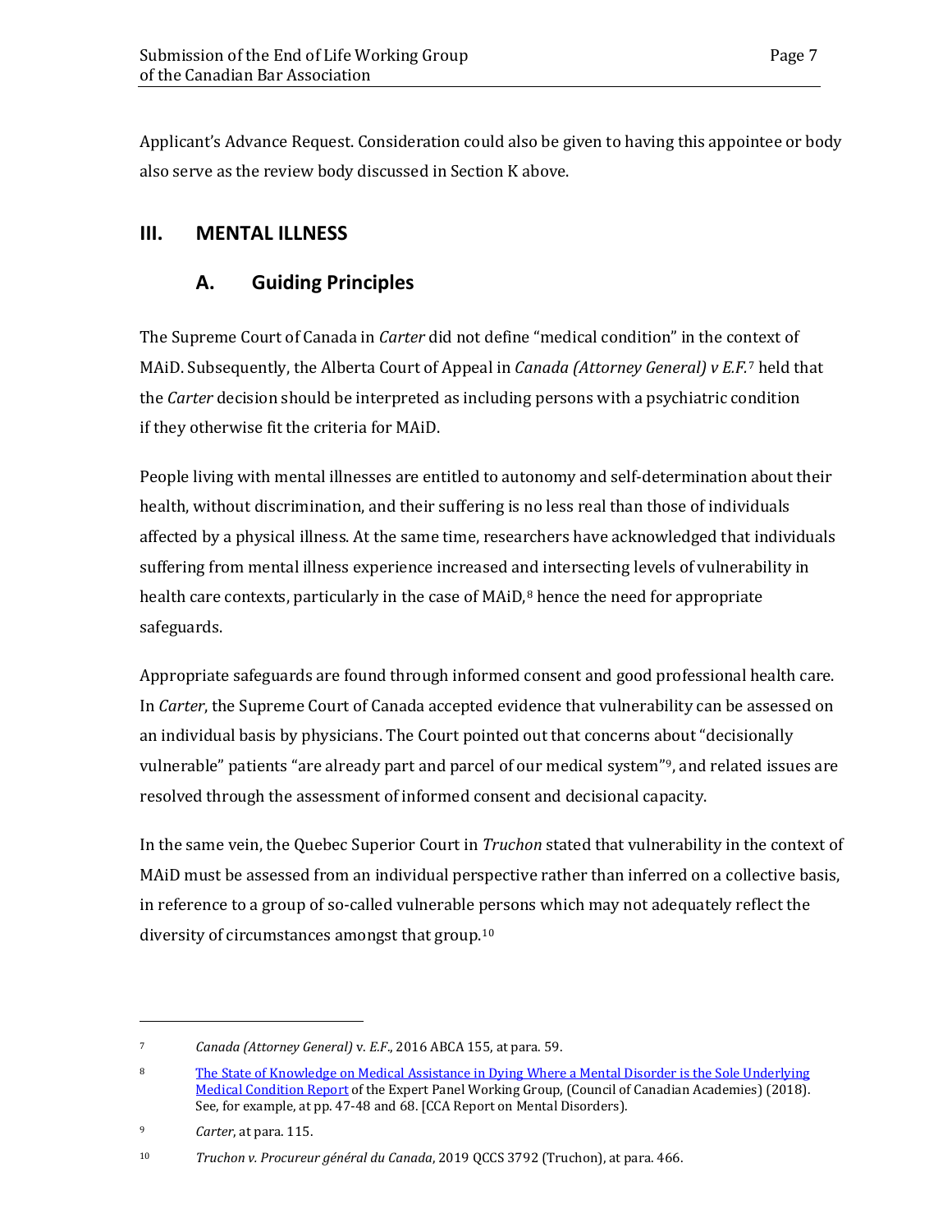Applicant's Advance Request. Consideration could also be given to having this appointee or body also serve as the review body discussed in Section K above.

## III. MENTAL ILLNESS

### A. Guiding Principles

The Supreme Court of Canada in *Carter* did not define "medical condition" in the context of MAiD. Subsequently, the Alberta Court of Appeal in *Canada (Attorney General) v E.F.*[7] held that the *Carter* decision should be interpreted as including persons with a psychiatric condition if they otherwise fit the criteria for MAiD.

People living with mental illnesses are entitled to autonomy and self-determination about their health, without discrimination, and their suffering is no less real than those of individuals affected by a physical illness. At the same time, researchers have acknowledged that individuals suffering from mental illness experience increased and intersecting levels of vulnerability in health care contexts, particularly in the case of MAiD,[8] hence the need for appropriate safeguards.

Appropriate safeguards are found through informed consent and good professional health care. In *Carter*, the Supreme Court of Canada accepted evidence that vulnerability can be assessed on an individual basis by physicians. The Court pointed out that concerns about "decisionally vulnerable" patients "are already part and parcel of our medical system"[9], and related issues are resolved through the assessment of informed consent and decisional capacity.

In the same vein, the Quebec Superior Court in *Truchon* stated that vulnerability in the context of MAiD must be assessed from an individual perspective rather than inferred on a collective basis, in reference to a group of so-called vulnerable persons which may not adequately reflect the diversity of circumstances amongst that group.[10]

---

[7] *Canada (Attorney General)* v. *E.F.*, 2016 ABCA 155, at para. 59.

[8] The State of Knowledge on Medical Assistance in Dying Where a Mental Disorder is the Sole Underlying Medical Condition Report of the Expert Panel Working Group, (Council of Canadian Academies) (2018). See, for example, at pp. 47-48 and 68. [CCA Report on Mental Disorders).

[9] *Carter*, at para. 115.

[10] *Truchon v. Procureur général du Canada*, 2019 QCCS 3792 (Truchon), at para. 466.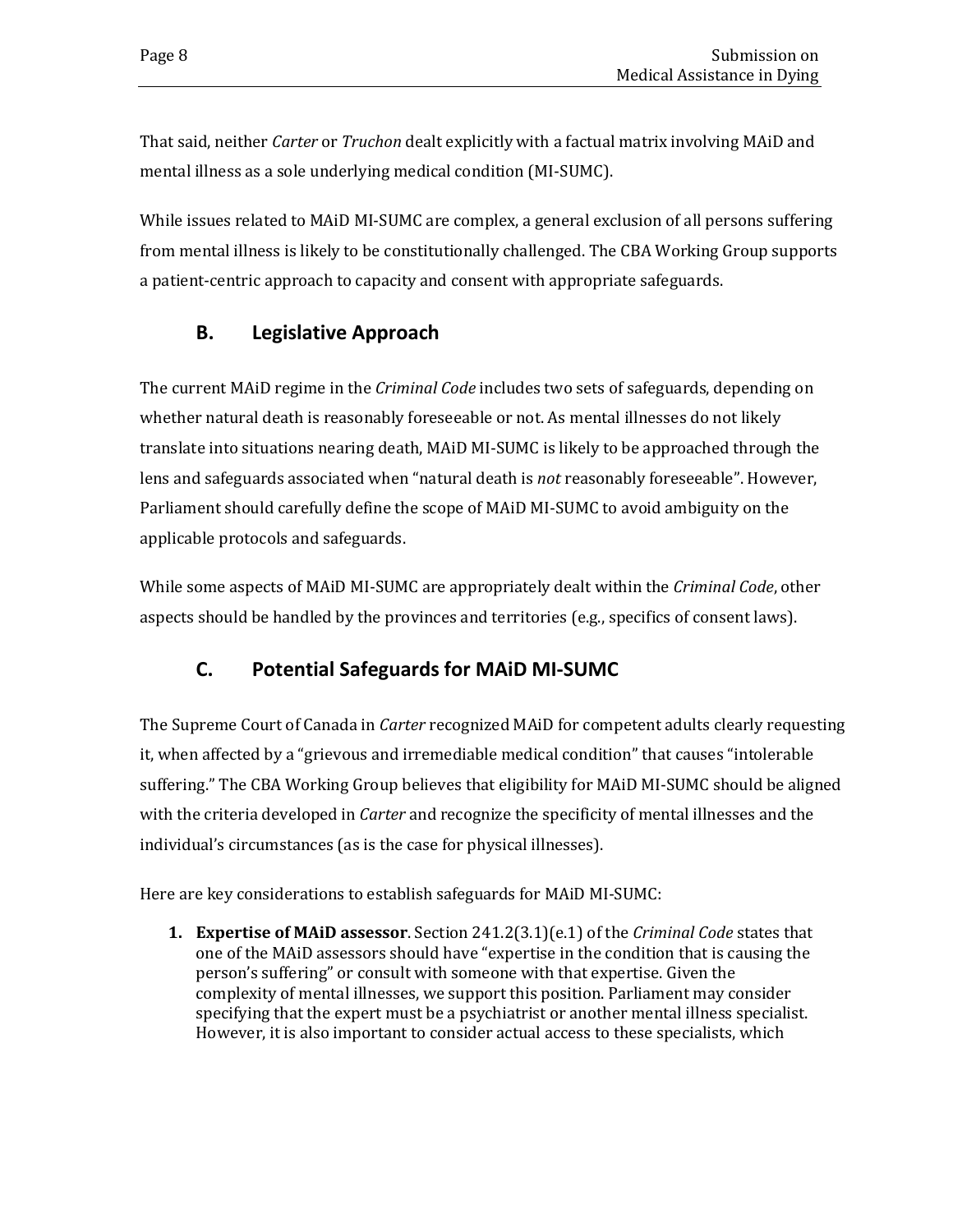That said, neither *Carter* or *Truchon* dealt explicitly with a factual matrix involving MAiD and mental illness as a sole underlying medical condition (MI-SUMC).

While issues related to MAiD MI-SUMC are complex, a general exclusion of all persons suffering from mental illness is likely to be constitutionally challenged. The CBA Working Group supports a patient-centric approach to capacity and consent with appropriate safeguards.

## B. Legislative Approach

The current MAiD regime in the *Criminal Code* includes two sets of safeguards, depending on whether natural death is reasonably foreseeable or not. As mental illnesses do not likely translate into situations nearing death, MAiD MI-SUMC is likely to be approached through the lens and safeguards associated when "natural death is *not* reasonably foreseeable". However, Parliament should carefully define the scope of MAiD MI-SUMC to avoid ambiguity on the applicable protocols and safeguards.

While some aspects of MAiD MI-SUMC are appropriately dealt within the *Criminal Code*, other aspects should be handled by the provinces and territories (e.g., specifics of consent laws).

## C. Potential Safeguards for MAiD MI-SUMC

The Supreme Court of Canada in *Carter* recognized MAiD for competent adults clearly requesting it, when affected by a "grievous and irremediable medical condition" that causes "intolerable suffering." The CBA Working Group believes that eligibility for MAiD MI-SUMC should be aligned with the criteria developed in *Carter* and recognize the specificity of mental illnesses and the individual's circumstances (as is the case for physical illnesses).

Here are key considerations to establish safeguards for MAiD MI-SUMC:

1. **Expertise of MAiD assessor**. Section 241.2(3.1)(e.1) of the *Criminal Code* states that one of the MAiD assessors should have "expertise in the condition that is causing the person's suffering" or consult with someone with that expertise. Given the complexity of mental illnesses, we support this position. Parliament may consider specifying that the expert must be a psychiatrist or another mental illness specialist. However, it is also important to consider actual access to these specialists, which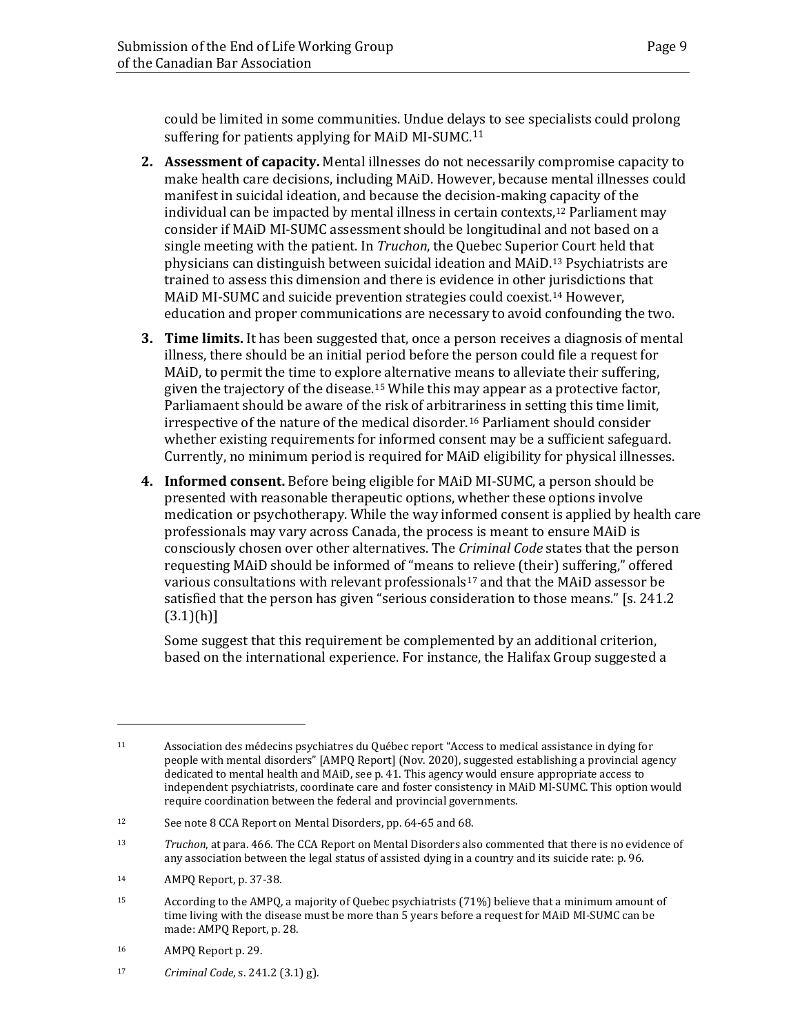could be limited in some communities. Undue delays to see specialists could prolong suffering for patients applying for MAiD MI-SUMC.[11]

2. **Assessment of capacity.** Mental illnesses do not necessarily compromise capacity to make health care decisions, including MAiD. However, because mental illnesses could manifest in suicidal ideation, and because the decision-making capacity of the individual can be impacted by mental illness in certain contexts,[12] Parliament may consider if MAiD MI-SUMC assessment should be longitudinal and not based on a single meeting with the patient. In *Truchon*, the Quebec Superior Court held that physicians can distinguish between suicidal ideation and MAiD.[13] Psychiatrists are trained to assess this dimension and there is evidence in other jurisdictions that MAiD MI-SUMC and suicide prevention strategies could coexist.[14] However, education and proper communications are necessary to avoid confounding the two.

3. **Time limits.** It has been suggested that, once a person receives a diagnosis of mental illness, there should be an initial period before the person could file a request for MAiD, to permit the time to explore alternative means to alleviate their suffering, given the trajectory of the disease.[15] While this may appear as a protective factor, Parliamaent should be aware of the risk of arbitrariness in setting this time limit, irrespective of the nature of the medical disorder.[16] Parliament should consider whether existing requirements for informed consent may be a sufficient safeguard. Currently, no minimum period is required for MAiD eligibility for physical illnesses.

4. **Informed consent.** Before being eligible for MAiD MI-SUMC, a person should be presented with reasonable therapeutic options, whether these options involve medication or psychotherapy. While the way informed consent is applied by health care professionals may vary across Canada, the process is meant to ensure MAiD is consciously chosen over other alternatives. The *Criminal Code* states that the person requesting MAiD should be informed of "means to relieve (their) suffering," offered various consultations with relevant professionals[17] and that the MAiD assessor be satisfied that the person has given "serious consideration to those means." [s. 241.2 (3.1)(h)]

   Some suggest that this requirement be complemented by an additional criterion, based on the international experience. For instance, the Halifax Group suggested a

---

[11] Association des médecins psychiatres du Québec report "Access to medical assistance in dying for people with mental disorders" [AMPQ Report] (Nov. 2020), suggested establishing a provincial agency dedicated to mental health and MAiD, see p. 41. This agency would ensure appropriate access to independent psychiatrists, coordinate care and foster consistency in MAiD MI-SUMC. This option would require coordination between the federal and provincial governments.

[12] See note 8 CCA Report on Mental Disorders, pp. 64-65 and 68.

[13] *Truchon*, at para. 466. The CCA Report on Mental Disorders also commented that there is no evidence of any association between the legal status of assisted dying in a country and its suicide rate: p. 96.

[14] AMPQ Report, p. 37-38.

[15] According to the AMPQ, a majority of Quebec psychiatrists (71%) believe that a minimum amount of time living with the disease must be more than 5 years before a request for MAiD MI-SUMC can be made: AMPQ Report, p. 28.

[16] AMPQ Report p. 29.

[17] *Criminal Code*, s. 241.2 (3.1) g).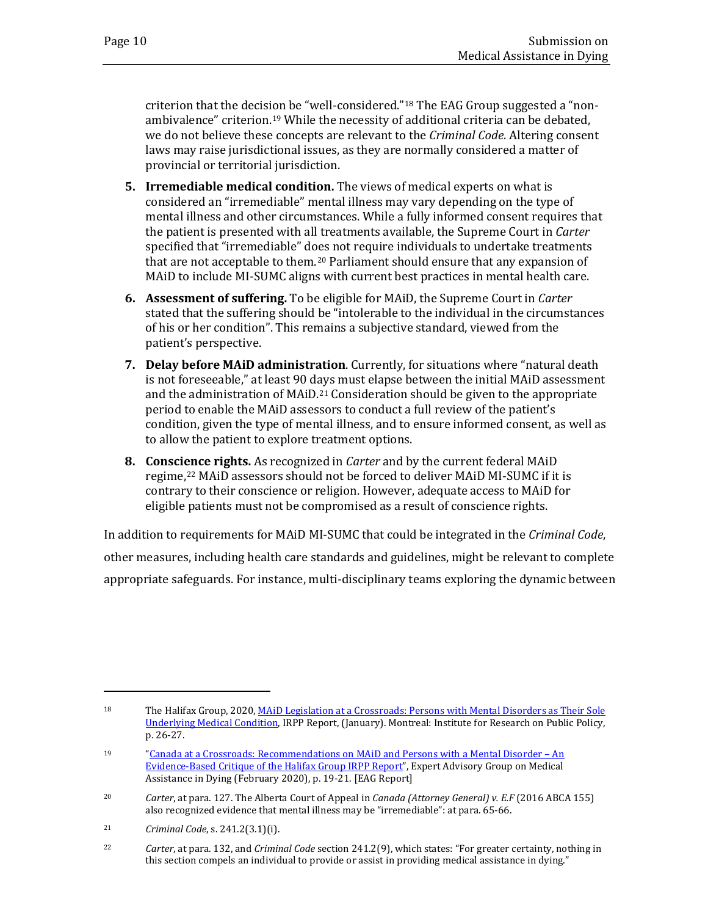criterion that the decision be "well-considered."[18] The EAG Group suggested a "non-ambivalence" criterion.[19] While the necessity of additional criteria can be debated, we do not believe these concepts are relevant to the *Criminal Code*. Altering consent laws may raise jurisdictional issues, as they are normally considered a matter of provincial or territorial jurisdiction.

5. **Irremediable medical condition.** The views of medical experts on what is considered an "irremediable" mental illness may vary depending on the type of mental illness and other circumstances. While a fully informed consent requires that the patient is presented with all treatments available, the Supreme Court in *Carter* specified that "irremediable" does not require individuals to undertake treatments that are not acceptable to them.[20] Parliament should ensure that any expansion of MAiD to include MI-SUMC aligns with current best practices in mental health care.

6. **Assessment of suffering.** To be eligible for MAiD, the Supreme Court in *Carter* stated that the suffering should be "intolerable to the individual in the circumstances of his or her condition". This remains a subjective standard, viewed from the patient's perspective.

7. **Delay before MAiD administration**. Currently, for situations where "natural death is not foreseeable," at least 90 days must elapse between the initial MAiD assessment and the administration of MAiD.[21] Consideration should be given to the appropriate period to enable the MAiD assessors to conduct a full review of the patient's condition, given the type of mental illness, and to ensure informed consent, as well as to allow the patient to explore treatment options.

8. **Conscience rights.** As recognized in *Carter* and by the current federal MAiD regime,[22] MAiD assessors should not be forced to deliver MAiD MI-SUMC if it is contrary to their conscience or religion. However, adequate access to MAiD for eligible patients must not be compromised as a result of conscience rights.

In addition to requirements for MAiD MI-SUMC that could be integrated in the *Criminal Code*, other measures, including health care standards and guidelines, might be relevant to complete appropriate safeguards. For instance, multi-disciplinary teams exploring the dynamic between

---

[18] The Halifax Group, 2020, MAiD Legislation at a Crossroads: Persons with Mental Disorders as Their Sole Underlying Medical Condition, IRPP Report, (January). Montreal: Institute for Research on Public Policy, p. 26-27.

[19] "Canada at a Crossroads: Recommendations on MAiD and Persons with a Mental Disorder – An Evidence-Based Critique of the Halifax Group IRPP Report", Expert Advisory Group on Medical Assistance in Dying (February 2020), p. 19-21. [EAG Report]

[20] *Carter*, at para. 127. The Alberta Court of Appeal in *Canada (Attorney General) v. E.F* (2016 ABCA 155) also recognized evidence that mental illness may be "irremediable": at para. 65-66.

[21] *Criminal Code*, s. 241.2(3.1)(i).

[22] *Carter*, at para. 132, and *Criminal Code* section 241.2(9), which states: "For greater certainty, nothing in this section compels an individual to provide or assist in providing medical assistance in dying."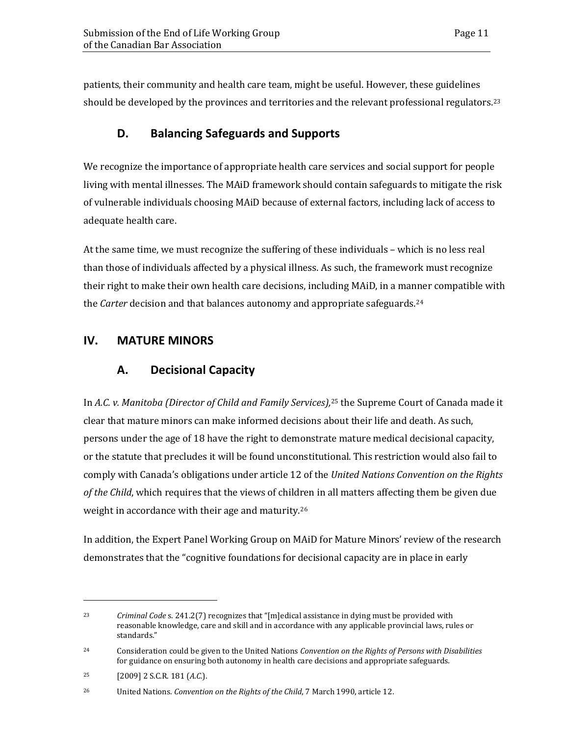patients, their community and health care team, might be useful. However, these guidelines should be developed by the provinces and territories and the relevant professional regulators.[23]

### D. Balancing Safeguards and Supports

We recognize the importance of appropriate health care services and social support for people living with mental illnesses. The MAiD framework should contain safeguards to mitigate the risk of vulnerable individuals choosing MAiD because of external factors, including lack of access to adequate health care.

At the same time, we must recognize the suffering of these individuals – which is no less real than those of individuals affected by a physical illness. As such, the framework must recognize their right to make their own health care decisions, including MAiD, in a manner compatible with the *Carter* decision and that balances autonomy and appropriate safeguards.[24]

## IV. MATURE MINORS

### A. Decisional Capacity

In *A.C. v. Manitoba (Director of Child and Family Services),*[25] the Supreme Court of Canada made it clear that mature minors can make informed decisions about their life and death. As such, persons under the age of 18 have the right to demonstrate mature medical decisional capacity, or the statute that precludes it will be found unconstitutional. This restriction would also fail to comply with Canada's obligations under article 12 of the *United Nations Convention on the Rights of the Child*, which requires that the views of children in all matters affecting them be given due weight in accordance with their age and maturity.[26]

In addition, the Expert Panel Working Group on MAiD for Mature Minors' review of the research demonstrates that the "cognitive foundations for decisional capacity are in place in early

---

[23] *Criminal Code* s. 241.2(7) recognizes that "[m]edical assistance in dying must be provided with reasonable knowledge, care and skill and in accordance with any applicable provincial laws, rules or standards."

[24] Consideration could be given to the United Nations *Convention on the Rights of Persons with Disabilities* for guidance on ensuring both autonomy in health care decisions and appropriate safeguards.

[25] [2009] 2 S.C.R. 181 (*A.C.*).

[26] United Nations. *Convention on the Rights of the Child*, 7 March 1990, article 12.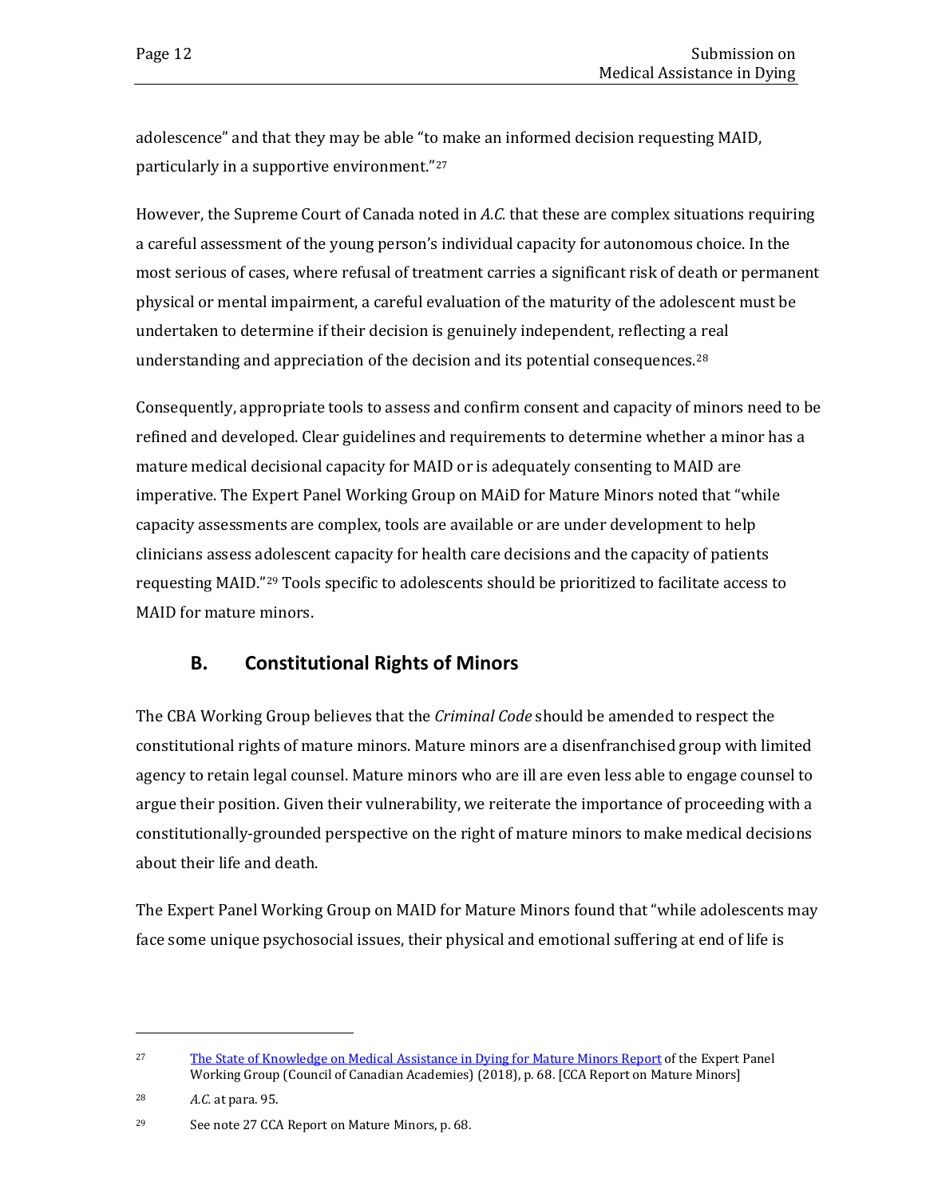adolescence" and that they may be able "to make an informed decision requesting MAID, particularly in a supportive environment."[27]

However, the Supreme Court of Canada noted in *A.C.* that these are complex situations requiring a careful assessment of the young person's individual capacity for autonomous choice. In the most serious of cases, where refusal of treatment carries a significant risk of death or permanent physical or mental impairment, a careful evaluation of the maturity of the adolescent must be undertaken to determine if their decision is genuinely independent, reflecting a real understanding and appreciation of the decision and its potential consequences.[28]

Consequently, appropriate tools to assess and confirm consent and capacity of minors need to be refined and developed. Clear guidelines and requirements to determine whether a minor has a mature medical decisional capacity for MAID or is adequately consenting to MAID are imperative. The Expert Panel Working Group on MAiD for Mature Minors noted that "while capacity assessments are complex, tools are available or are under development to help clinicians assess adolescent capacity for health care decisions and the capacity of patients requesting MAID."[29] Tools specific to adolescents should be prioritized to facilitate access to MAID for mature minors.

## B. Constitutional Rights of Minors

The CBA Working Group believes that the *Criminal Code* should be amended to respect the constitutional rights of mature minors. Mature minors are a disenfranchised group with limited agency to retain legal counsel. Mature minors who are ill are even less able to engage counsel to argue their position. Given their vulnerability, we reiterate the importance of proceeding with a constitutionally-grounded perspective on the right of mature minors to make medical decisions about their life and death.

The Expert Panel Working Group on MAID for Mature Minors found that "while adolescents may face some unique psychosocial issues, their physical and emotional suffering at end of life is

---

[27] The State of Knowledge on Medical Assistance in Dying for Mature Minors Report of the Expert Panel Working Group (Council of Canadian Academies) (2018), p. 68. [CCA Report on Mature Minors]

[28] *A.C.* at para. 95.

[29] See note 27 CCA Report on Mature Minors, p. 68.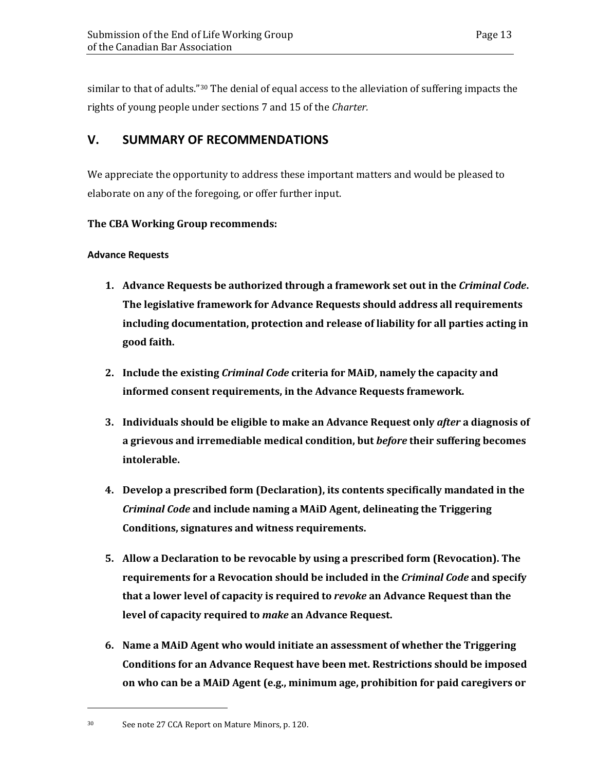similar to that of adults."[30] The denial of equal access to the alleviation of suffering impacts the rights of young people under sections 7 and 15 of the *Charter.*

## V. SUMMARY OF RECOMMENDATIONS

We appreciate the opportunity to address these important matters and would be pleased to elaborate on any of the foregoing, or offer further input.

**The CBA Working Group recommends:**

**Advance Requests**

1. **Advance Requests be authorized through a framework set out in the *Criminal Code*. The legislative framework for Advance Requests should address all requirements including documentation, protection and release of liability for all parties acting in good faith.**

2. **Include the existing *Criminal Code* criteria for MAiD, namely the capacity and informed consent requirements, in the Advance Requests framework.**

3. **Individuals should be eligible to make an Advance Request only *after* a diagnosis of a grievous and irremediable medical condition, but *before* their suffering becomes intolerable.**

4. **Develop a prescribed form (Declaration), its contents specifically mandated in the *Criminal Code* and include naming a MAiD Agent, delineating the Triggering Conditions, signatures and witness requirements.**

5. **Allow a Declaration to be revocable by using a prescribed form (Revocation). The requirements for a Revocation should be included in the *Criminal Code* and specify that a lower level of capacity is required to *revoke* an Advance Request than the level of capacity required to *make* an Advance Request.**

6. **Name a MAiD Agent who would initiate an assessment of whether the Triggering Conditions for an Advance Request have been met. Restrictions should be imposed on who can be a MAiD Agent (e.g., minimum age, prohibition for paid caregivers or**

---

30 See note 27 CCA Report on Mature Minors, p. 120.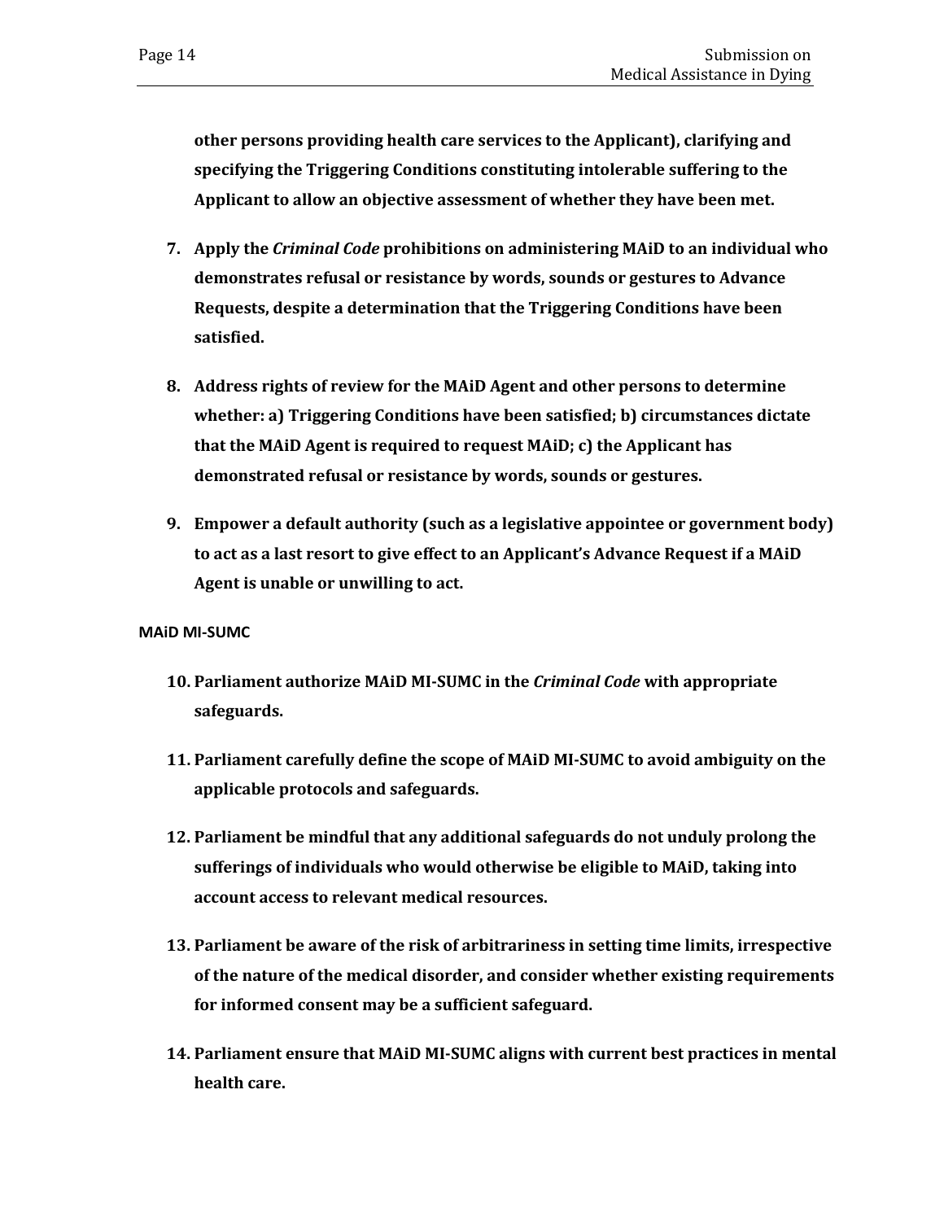**other persons providing health care services to the Applicant), clarifying and specifying the Triggering Conditions constituting intolerable suffering to the Applicant to allow an objective assessment of whether they have been met.**

7. **Apply the *Criminal Code* prohibitions on administering MAiD to an individual who demonstrates refusal or resistance by words, sounds or gestures to Advance Requests, despite a determination that the Triggering Conditions have been satisfied.**

8. **Address rights of review for the MAiD Agent and other persons to determine whether: a) Triggering Conditions have been satisfied; b) circumstances dictate that the MAiD Agent is required to request MAiD; c) the Applicant has demonstrated refusal or resistance by words, sounds or gestures.**

9. **Empower a default authority (such as a legislative appointee or government body) to act as a last resort to give effect to an Applicant's Advance Request if a MAiD Agent is unable or unwilling to act.**

**MAiD MI-SUMC**

10. **Parliament authorize MAiD MI-SUMC in the *Criminal Code* with appropriate safeguards.**

11. **Parliament carefully define the scope of MAiD MI-SUMC to avoid ambiguity on the applicable protocols and safeguards.**

12. **Parliament be mindful that any additional safeguards do not unduly prolong the sufferings of individuals who would otherwise be eligible to MAiD, taking into account access to relevant medical resources.**

13. **Parliament be aware of the risk of arbitrariness in setting time limits, irrespective of the nature of the medical disorder, and consider whether existing requirements for informed consent may be a sufficient safeguard.**

14. **Parliament ensure that MAiD MI-SUMC aligns with current best practices in mental health care.**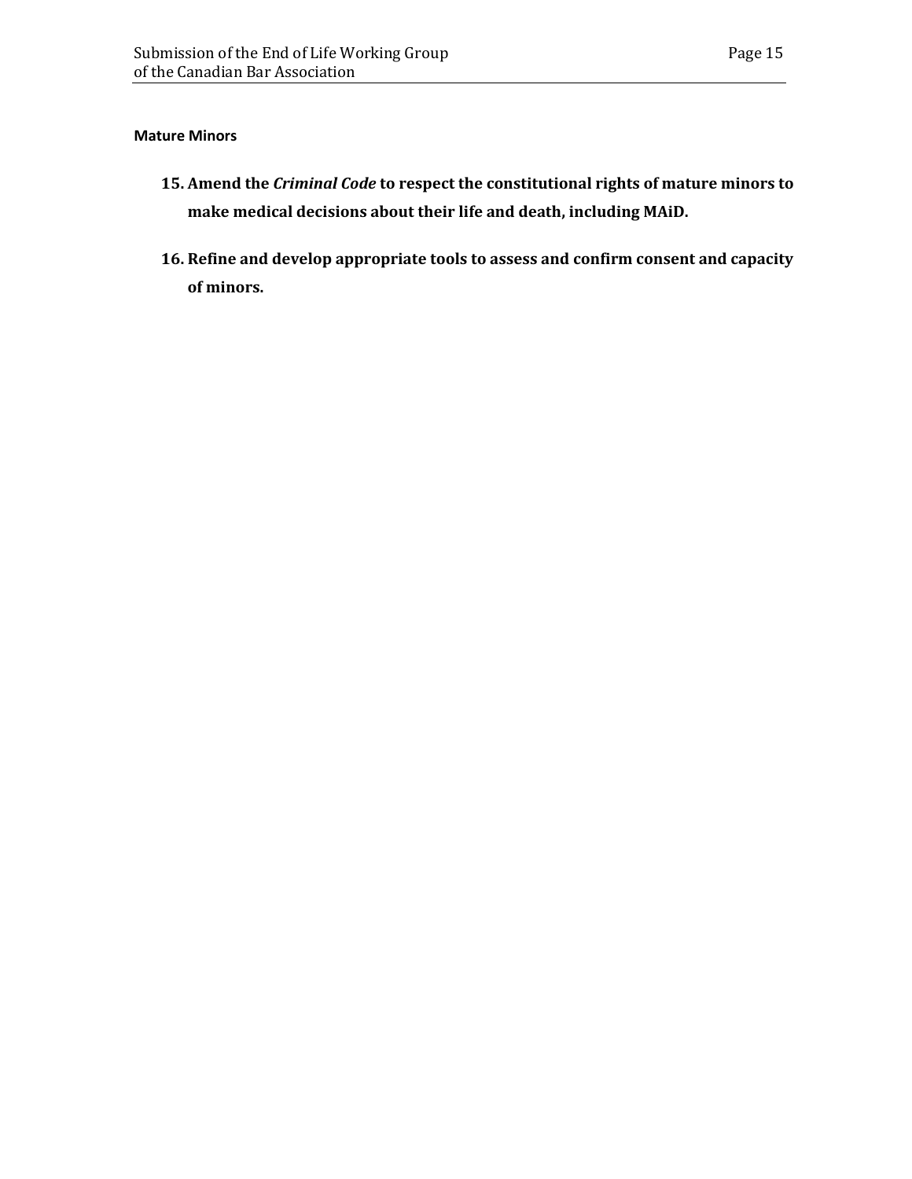**Mature Minors**

15. **Amend the *Criminal Code* to respect the constitutional rights of mature minors to make medical decisions about their life and death, including MAiD.**

16. **Refine and develop appropriate tools to assess and confirm consent and capacity of minors.**